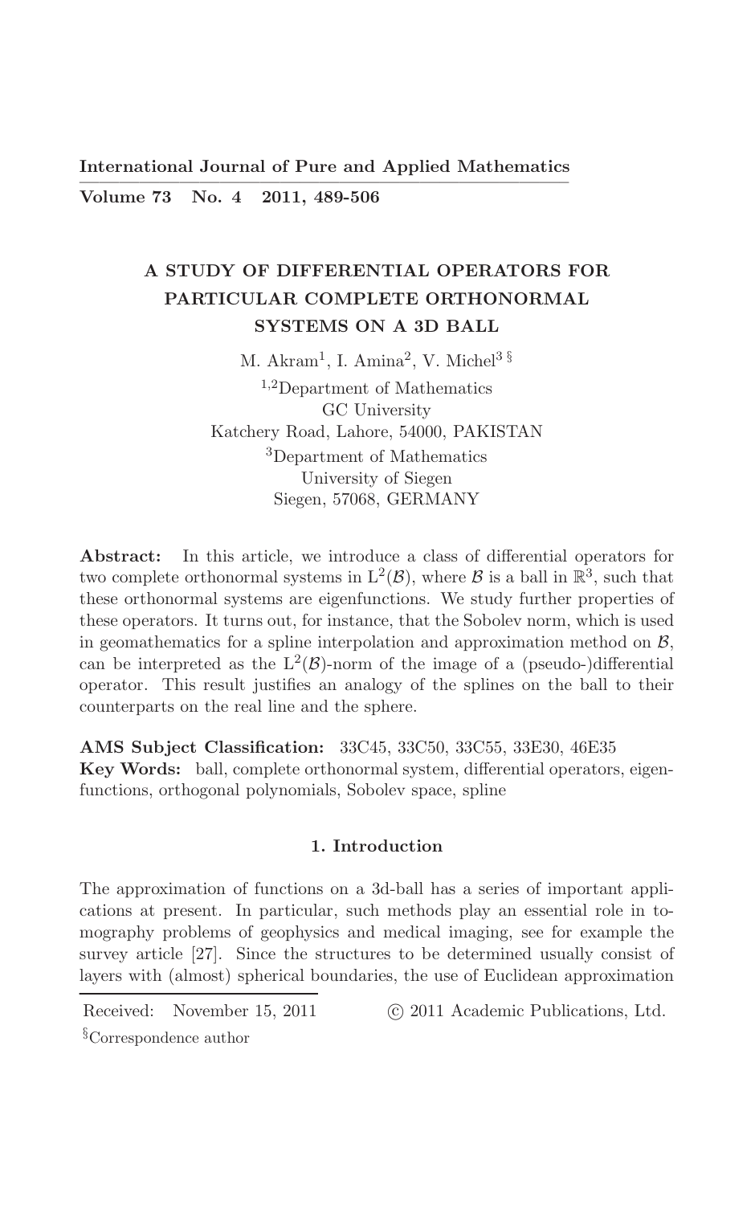# A STUDY OF DIFFERENTIAL OPERATORS FOR PARTICULAR COMPLETE ORTHONORMAL SYSTEMS ON A 3D BALL

M. Akram[1], I. Amina[2], V. Michel[3 §]

[1,2]Department of Mathematics
GC University
Katchery Road, Lahore, 54000, PAKISTAN

[3]Department of Mathematics
University of Siegen
Siegen, 57068, GERMANY

**Abstract:** In this article, we introduce a class of differential operators for two complete orthonormal systems in $L^2(\mathcal{B})$, where $\mathcal{B}$ is a ball in $\mathbb{R}^3$, such that these orthonormal systems are eigenfunctions. We study further properties of these operators. It turns out, for instance, that the Sobolev norm, which is used in geomathematics for a spline interpolation and approximation method on $\mathcal{B}$, can be interpreted as the $L^2(\mathcal{B})$-norm of the image of a (pseudo-)differential operator. This result justifies an analogy of the splines on the ball to their counterparts on the real line and the sphere.

**AMS Subject Classification:** 33C45, 33C50, 33C55, 33E30, 46E35

**Key Words:** ball, complete orthonormal system, differential operators, eigenfunctions, orthogonal polynomials, Sobolev space, spline

## 1. Introduction

The approximation of functions on a 3d-ball has a series of important applications at present. In particular, such methods play an essential role in tomography problems of geophysics and medical imaging, see for example the survey article [27]. Since the structures to be determined usually consist of layers with (almost) spherical boundaries, the use of Euclidean approximation

Received: November 15, 2011 © 2011 Academic Publications, Ltd.

§Correspondence author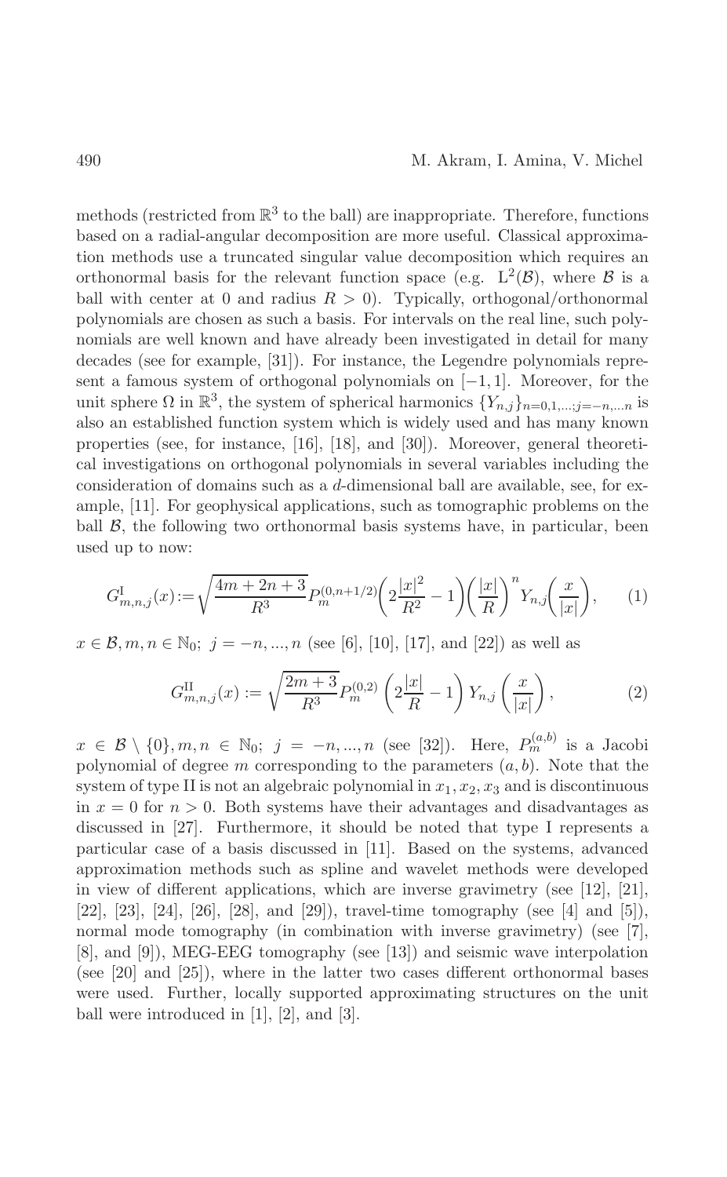methods (restricted from $\mathbb{R}^3$ to the ball) are inappropriate. Therefore, functions based on a radial-angular decomposition are more useful. Classical approximation methods use a truncated singular value decomposition which requires an orthonormal basis for the relevant function space (e.g. $\mathrm{L}^2(\mathcal{B})$, where $\mathcal{B}$ is a ball with center at 0 and radius $R > 0$). Typically, orthogonal/orthonormal polynomials are chosen as such a basis. For intervals on the real line, such polynomials are well known and have already been investigated in detail for many decades (see for example, [31]). For instance, the Legendre polynomials represent a famous system of orthogonal polynomials on $[-1, 1]$. Moreover, for the unit sphere $\Omega$ in $\mathbb{R}^3$, the system of spherical harmonics $\{Y_{n,j}\}_{n=0,1,\ldots;j=-n,\ldots n}$ is also an established function system which is widely used and has many known properties (see, for instance, [16], [18], and [30]). Moreover, general theoretical investigations on orthogonal polynomials in several variables including the consideration of domains such as a $d$-dimensional ball are available, see, for example, [11]. For geophysical applications, such as tomographic problems on the ball $\mathcal{B}$, the following two orthonormal basis systems have, in particular, been used up to now:

$$G^{\mathrm{I}}_{m,n,j}(x) := \sqrt{\frac{4m+2n+3}{R^3}} P_m^{(0,n+1/2)}\left(2\frac{|x|^2}{R^2} - 1\right)\left(\frac{|x|}{R}\right)^n Y_{n,j}\left(\frac{x}{|x|}\right), \qquad (1)$$

$x \in \mathcal{B}, m, n \in \mathbb{N}_0;\ j = -n, ..., n$ (see [6], [10], [17], and [22]) as well as

$$G^{\mathrm{II}}_{m,n,j}(x) := \sqrt{\frac{2m+3}{R^3}} P_m^{(0,2)}\left(2\frac{|x|}{R} - 1\right) Y_{n,j}\left(\frac{x}{|x|}\right), \qquad (2)$$

$x \in \mathcal{B} \setminus \{0\}, m, n \in \mathbb{N}_0;\ j = -n, ..., n$ (see [32]). Here, $P_m^{(a,b)}$ is a Jacobi polynomial of degree $m$ corresponding to the parameters $(a, b)$. Note that the system of type II is not an algebraic polynomial in $x_1, x_2, x_3$ and is discontinuous in $x = 0$ for $n > 0$. Both systems have their advantages and disadvantages as discussed in [27]. Furthermore, it should be noted that type I represents a particular case of a basis discussed in [11]. Based on the systems, advanced approximation methods such as spline and wavelet methods were developed in view of different applications, which are inverse gravimetry (see [12], [21], [22], [23], [24], [26], [28], and [29]), travel-time tomography (see [4] and [5]), normal mode tomography (in combination with inverse gravimetry) (see [7], [8], and [9]), MEG-EEG tomography (see [13]) and seismic wave interpolation (see [20] and [25]), where in the latter two cases different orthonormal bases were used. Further, locally supported approximating structures on the unit ball were introduced in [1], [2], and [3].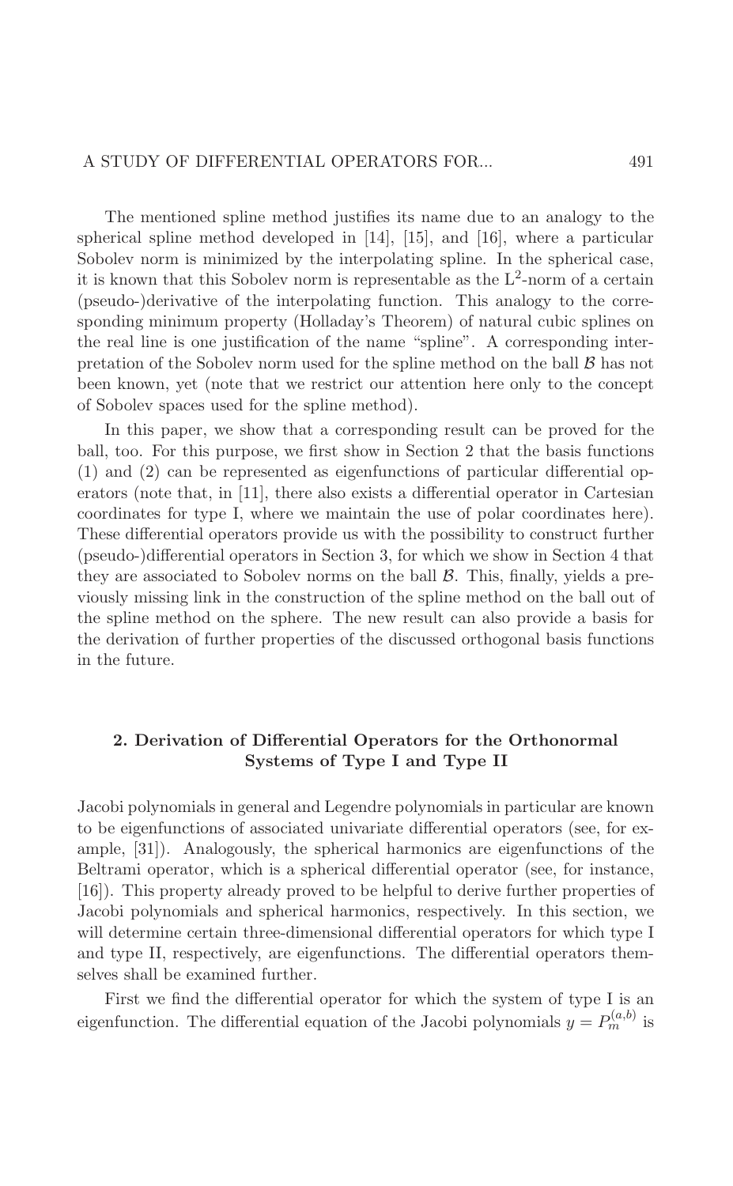The mentioned spline method justifies its name due to an analogy to the spherical spline method developed in [14], [15], and [16], where a particular Sobolev norm is minimized by the interpolating spline. In the spherical case, it is known that this Sobolev norm is representable as the $\mathrm{L}^2$-norm of a certain (pseudo-)derivative of the interpolating function. This analogy to the corresponding minimum property (Holladay's Theorem) of natural cubic splines on the real line is one justification of the name "spline". A corresponding interpretation of the Sobolev norm used for the spline method on the ball $\mathcal{B}$ has not been known, yet (note that we restrict our attention here only to the concept of Sobolev spaces used for the spline method).

In this paper, we show that a corresponding result can be proved for the ball, too. For this purpose, we first show in Section 2 that the basis functions (1) and (2) can be represented as eigenfunctions of particular differential operators (note that, in [11], there also exists a differential operator in Cartesian coordinates for type I, where we maintain the use of polar coordinates here). These differential operators provide us with the possibility to construct further (pseudo-)differential operators in Section 3, for which we show in Section 4 that they are associated to Sobolev norms on the ball $\mathcal{B}$. This, finally, yields a previously missing link in the construction of the spline method on the ball out of the spline method on the sphere. The new result can also provide a basis for the derivation of further properties of the discussed orthogonal basis functions in the future.

## 2. Derivation of Differential Operators for the Orthonormal Systems of Type I and Type II

Jacobi polynomials in general and Legendre polynomials in particular are known to be eigenfunctions of associated univariate differential operators (see, for example, [31]). Analogously, the spherical harmonics are eigenfunctions of the Beltrami operator, which is a spherical differential operator (see, for instance, [16]). This property already proved to be helpful to derive further properties of Jacobi polynomials and spherical harmonics, respectively. In this section, we will determine certain three-dimensional differential operators for which type I and type II, respectively, are eigenfunctions. The differential operators themselves shall be examined further.

First we find the differential operator for which the system of type I is an eigenfunction. The differential equation of the Jacobi polynomials $y = P_m^{(a,b)}$ is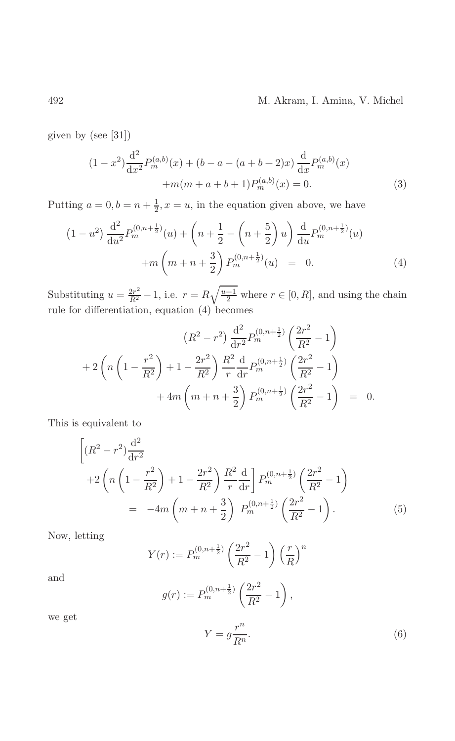given by (see [31])

$$
\begin{aligned}
(1-x^2)\frac{\mathrm{d}^2}{\mathrm{d}x^2}P_m^{(a,b)}(x) + (b-a-(a+b+2)x)\,\frac{\mathrm{d}}{\mathrm{d}x}P_m^{(a,b)}(x)& \\
+m(m+a+b+1)P_m^{(a,b)}(x) = 0.& \qquad (3)
\end{aligned}
$$

Putting $a=0, b=n+\frac{1}{2}, x=u$, in the equation given above, we have

$$
\begin{aligned}
\left(1-u^2\right)\frac{\mathrm{d}^2}{\mathrm{d}u^2}P_m^{(0,n+\frac{1}{2})}(u) + \left(n+\frac{1}{2}-\left(n+\frac{5}{2}\right)u\right)\frac{\mathrm{d}}{\mathrm{d}u}P_m^{(0,n+\frac{1}{2})}(u)& \\
+m\left(m+n+\frac{3}{2}\right)P_m^{(0,n+\frac{1}{2})}(u) \;=\; 0.& \qquad (4)
\end{aligned}
$$

Substituting $u=\frac{2r^2}{R^2}-1$, i.e. $r=R\sqrt{\frac{u+1}{2}}$ where $r\in[0,R]$, and using the chain rule for differentiation, equation (4) becomes

$$
\begin{aligned}
\left(R^2-r^2\right)\frac{\mathrm{d}^2}{\mathrm{d}r^2}P_m^{(0,n+\frac{1}{2})}\left(\frac{2r^2}{R^2}-1\right)& \\
+2\left(n\left(1-\frac{r^2}{R^2}\right)+1-\frac{2r^2}{R^2}\right)\frac{R^2}{r}\frac{\mathrm{d}}{\mathrm{d}r}P_m^{(0,n+\frac{1}{2})}\left(\frac{2r^2}{R^2}-1\right)& \\
+4m\left(m+n+\frac{3}{2}\right)P_m^{(0,n+\frac{1}{2})}\left(\frac{2r^2}{R^2}-1\right) \;=\; 0.&
\end{aligned}
$$

This is equivalent to

$$
\begin{aligned}
&\Bigg[(R^2-r^2)\frac{\mathrm{d}^2}{\mathrm{d}r^2} \\
&\quad +2\left(n\left(1-\frac{r^2}{R^2}\right)+1-\frac{2r^2}{R^2}\right)\frac{R^2}{r}\frac{\mathrm{d}}{\mathrm{d}r}\Bigg]\,P_m^{(0,n+\frac{1}{2})}\left(\frac{2r^2}{R^2}-1\right) \\
&\qquad = \;-4m\left(m+n+\frac{3}{2}\right)\;P_m^{(0,n+\frac{1}{2})}\left(\frac{2r^2}{R^2}-1\right). \qquad (5)
\end{aligned}
$$

Now, letting

$$
Y(r) := P_m^{(0,n+\frac{1}{2})}\left(\frac{2r^2}{R^2}-1\right)\left(\frac{r}{R}\right)^n
$$

and

$$
g(r) := P_m^{(0,n+\frac{1}{2})}\left(\frac{2r^2}{R^2}-1\right),
$$

we get

$$
Y = g\frac{r^n}{R^n}. \qquad (6)
$$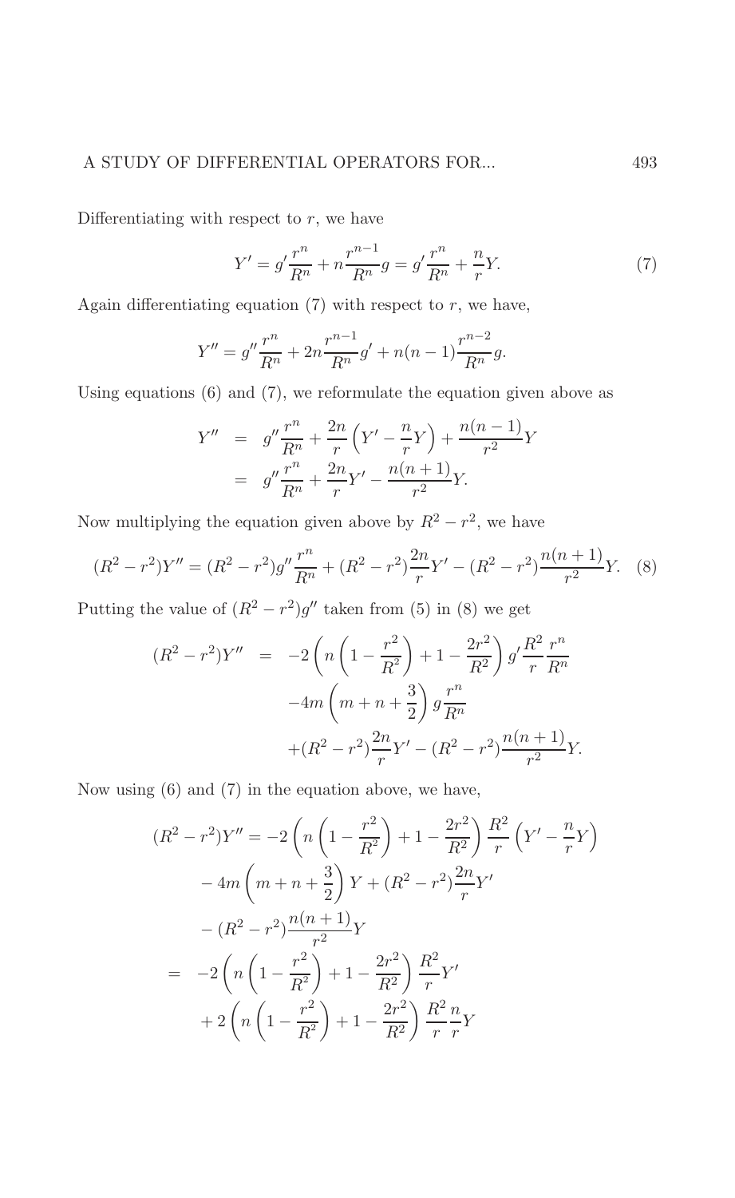Differentiating with respect to $r$, we have

$$Y' = g'\frac{r^n}{R^n} + n\frac{r^{n-1}}{R^n}g = g'\frac{r^n}{R^n} + \frac{n}{r}Y. \tag{7}$$

Again differentiating equation (7) with respect to $r$, we have,

$$Y'' = g''\frac{r^n}{R^n} + 2n\frac{r^{n-1}}{R^n}g' + n(n-1)\frac{r^{n-2}}{R^n}g.$$

Using equations (6) and (7), we reformulate the equation given above as

$$\begin{aligned} Y'' &= g''\frac{r^n}{R^n} + \frac{2n}{r}\left(Y' - \frac{n}{r}Y\right) + \frac{n(n-1)}{r^2}Y \\ &= g''\frac{r^n}{R^n} + \frac{2n}{r}Y' - \frac{n(n+1)}{r^2}Y. \end{aligned}$$

Now multiplying the equation given above by $R^2 - r^2$, we have

$$(R^2-r^2)Y'' = (R^2-r^2)g''\frac{r^n}{R^n} + (R^2-r^2)\frac{2n}{r}Y' - (R^2-r^2)\frac{n(n+1)}{r^2}Y. \tag{8}$$

Putting the value of $(R^2-r^2)g''$ taken from (5) in (8) we get

$$\begin{aligned} (R^2-r^2)Y'' &= -2\left(n\left(1-\frac{r^2}{R^2}\right) + 1 - \frac{2r^2}{R^2}\right)g'\frac{R^2}{r}\frac{r^n}{R^n} \\ &\quad -4m\left(m+n+\frac{3}{2}\right)g\frac{r^n}{R^n} \\ &\quad +(R^2-r^2)\frac{2n}{r}Y' - (R^2-r^2)\frac{n(n+1)}{r^2}Y. \end{aligned}$$

Now using (6) and (7) in the equation above, we have,

$$\begin{aligned} (R^2-r^2)Y'' &= -2\left(n\left(1-\frac{r^2}{R^2}\right) + 1 - \frac{2r^2}{R^2}\right)\frac{R^2}{r}\left(Y' - \frac{n}{r}Y\right) \\ &\quad - 4m\left(m+n+\frac{3}{2}\right)Y + (R^2-r^2)\frac{2n}{r}Y' \\ &\quad - (R^2-r^2)\frac{n(n+1)}{r^2}Y \\ &= -2\left(n\left(1-\frac{r^2}{R^2}\right) + 1 - \frac{2r^2}{R^2}\right)\frac{R^2}{r}Y' \\ &\quad + 2\left(n\left(1-\frac{r^2}{R^2}\right) + 1 - \frac{2r^2}{R^2}\right)\frac{R^2}{r}\frac{n}{r}Y \end{aligned}$$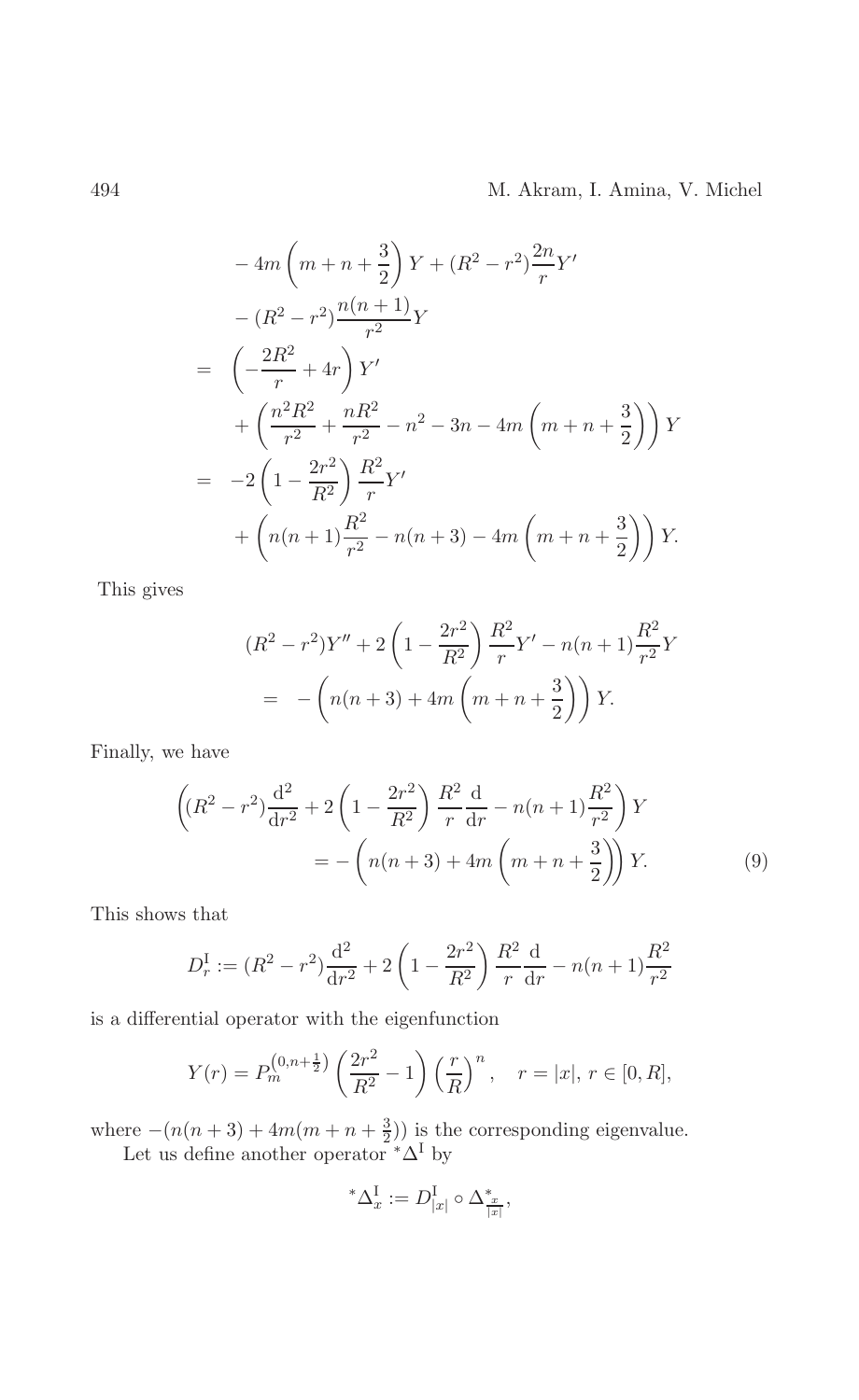$$
\begin{aligned}
&- 4m\left(m+n+\frac{3}{2}\right)Y + (R^2-r^2)\frac{2n}{r}Y' \\
&- (R^2-r^2)\frac{n(n+1)}{r^2}Y \\
= \ & \left(-\frac{2R^2}{r}+4r\right)Y' \\
&+ \left(\frac{n^2R^2}{r^2}+\frac{nR^2}{r^2}-n^2-3n-4m\left(m+n+\frac{3}{2}\right)\right)Y \\
= \ & -2\left(1-\frac{2r^2}{R^2}\right)\frac{R^2}{r}Y' \\
&+ \left(n(n+1)\frac{R^2}{r^2}-n(n+3)-4m\left(m+n+\frac{3}{2}\right)\right)Y.
\end{aligned}
$$

This gives

$$
\begin{aligned}
&(R^2-r^2)Y'' + 2\left(1-\frac{2r^2}{R^2}\right)\frac{R^2}{r}Y' - n(n+1)\frac{R^2}{r^2}Y \\
&= \ -\left(n(n+3)+4m\left(m+n+\frac{3}{2}\right)\right)Y.
\end{aligned}
$$

Finally, we have

$$
\begin{aligned}
&\left((R^2-r^2)\frac{\mathrm{d}^2}{\mathrm{d}r^2} + 2\left(1-\frac{2r^2}{R^2}\right)\frac{R^2}{r}\frac{\mathrm{d}}{\mathrm{d}r} - n(n+1)\frac{R^2}{r^2}\right)Y \\
&\qquad = -\left(n(n+3)+4m\left(m+n+\frac{3}{2}\right)\right)Y. \qquad (9)
\end{aligned}
$$

This shows that

$$
D_r^{\mathrm{I}} := (R^2-r^2)\frac{\mathrm{d}^2}{\mathrm{d}r^2} + 2\left(1-\frac{2r^2}{R^2}\right)\frac{R^2}{r}\frac{\mathrm{d}}{\mathrm{d}r} - n(n+1)\frac{R^2}{r^2}
$$

is a differential operator with the eigenfunction

$$
Y(r) = P_m^{(0,n+\frac{1}{2})}\left(\frac{2r^2}{R^2}-1\right)\left(\frac{r}{R}\right)^n, \quad r=|x|,\ r\in[0,R],
$$

where $-(n(n+3)+4m(m+n+\frac{3}{2}))$ is the corresponding eigenvalue.

Let us define another operator ${}^*\Delta^{\mathrm{I}}$ by

$$
{}^*\Delta_x^{\mathrm{I}} := D_{|x|}^{\mathrm{I}} \circ \Delta^*_{\frac{x}{|x|}},
$$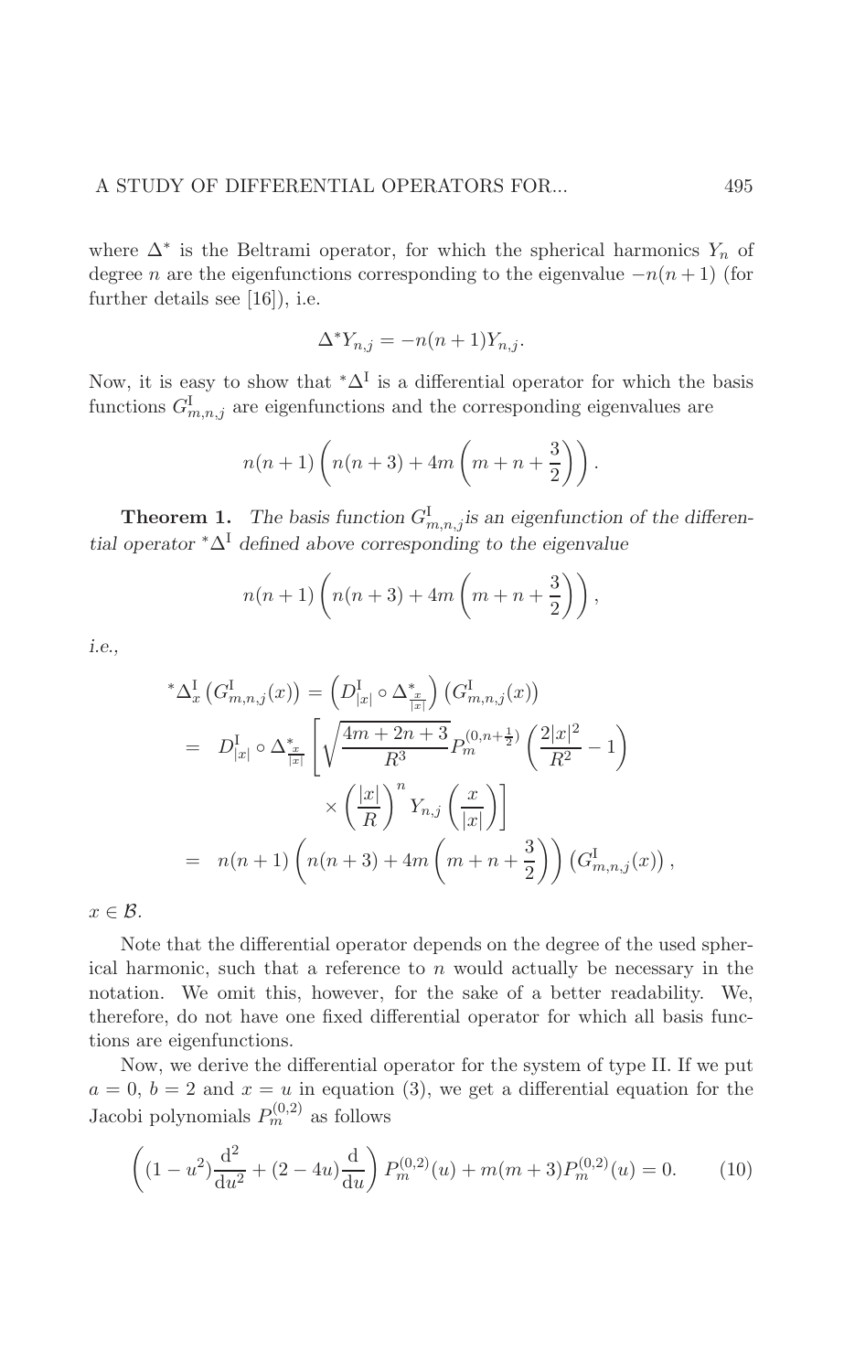where $\Delta^*$ is the Beltrami operator, for which the spherical harmonics $Y_n$ of degree $n$ are the eigenfunctions corresponding to the eigenvalue $-n(n+1)$ (for further details see [16]), i.e.

$$\Delta^* Y_{n,j} = -n(n+1)Y_{n,j}.$$

Now, it is easy to show that ${}^*\Delta^{\mathrm{I}}$ is a differential operator for which the basis functions $G^{\mathrm{I}}_{m,n,j}$ are eigenfunctions and the corresponding eigenvalues are

$$n(n+1)\left(n(n+3) + 4m\left(m+n+\frac{3}{2}\right)\right).$$

**Theorem 1.** *The basis function $G^{\mathrm{I}}_{m,n,j}$ is an eigenfunction of the differential operator ${}^*\Delta^{\mathrm{I}}$ defined above corresponding to the eigenvalue*

$$n(n+1)\left(n(n+3) + 4m\left(m+n+\frac{3}{2}\right)\right),$$

*i.e.,*

$$\begin{aligned}
{}^*\Delta^{\mathrm{I}}_x\left(G^{\mathrm{I}}_{m,n,j}(x)\right) &= \left(D^{\mathrm{I}}_{|x|} \circ \Delta^*_{\frac{x}{|x|}}\right)\left(G^{\mathrm{I}}_{m,n,j}(x)\right) \\
&= D^{\mathrm{I}}_{|x|} \circ \Delta^*_{\frac{x}{|x|}} \left[\sqrt{\frac{4m+2n+3}{R^3}} P_m^{(0,n+\frac{1}{2})}\left(\frac{2|x|^2}{R^2} - 1\right)\right. \\
&\qquad\qquad \left. \times \left(\frac{|x|}{R}\right)^n Y_{n,j}\left(\frac{x}{|x|}\right)\right] \\
&= n(n+1)\left(n(n+3) + 4m\left(m+n+\frac{3}{2}\right)\right)\left(G^{\mathrm{I}}_{m,n,j}(x)\right),
\end{aligned}$$

$x \in \mathcal{B}$.

Note that the differential operator depends on the degree of the used spherical harmonic, such that a reference to $n$ would actually be necessary in the notation. We omit this, however, for the sake of a better readability. We, therefore, do not have one fixed differential operator for which all basis functions are eigenfunctions.

Now, we derive the differential operator for the system of type II. If we put $a = 0$, $b = 2$ and $x = u$ in equation (3), we get a differential equation for the Jacobi polynomials $P_m^{(0,2)}$ as follows

$$\left((1-u^2)\frac{\mathrm{d}^2}{\mathrm{d}u^2} + (2-4u)\frac{\mathrm{d}}{\mathrm{d}u}\right) P_m^{(0,2)}(u) + m(m+3)P_m^{(0,2)}(u) = 0. \tag{10}$$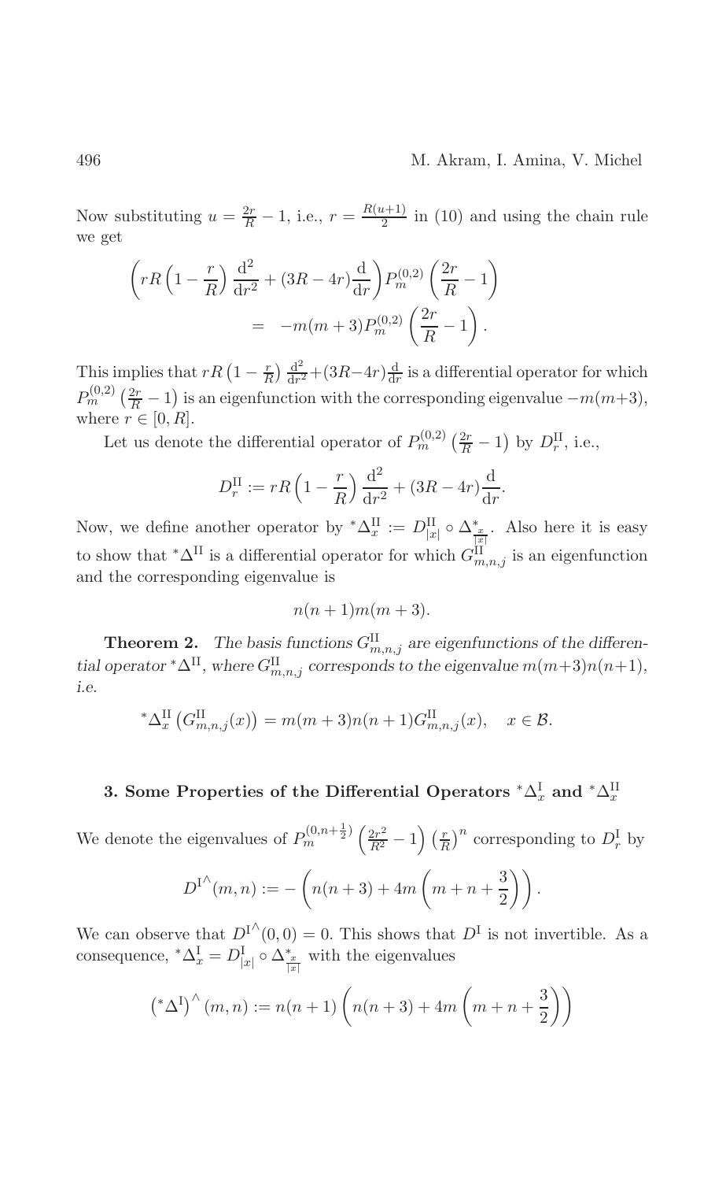Now substituting $u = \frac{2r}{R} - 1$, i.e., $r = \frac{R(u+1)}{2}$ in (10) and using the chain rule we get

$$\left( rR\left(1 - \frac{r}{R}\right)\frac{\mathrm{d}^2}{\mathrm{d}r^2} + (3R - 4r)\frac{\mathrm{d}}{\mathrm{d}r}\right) P_m^{(0,2)}\left(\frac{2r}{R} - 1\right)$$
$$= \quad -m(m+3) P_m^{(0,2)}\left(\frac{2r}{R} - 1\right).$$

This implies that $rR\left(1 - \frac{r}{R}\right)\frac{\mathrm{d}^2}{\mathrm{d}r^2} + (3R-4r)\frac{\mathrm{d}}{\mathrm{d}r}$ is a differential operator for which $P_m^{(0,2)}\left(\frac{2r}{R} - 1\right)$ is an eigenfunction with the corresponding eigenvalue $-m(m+3)$, where $r \in [0, R]$.

Let us denote the differential operator of $P_m^{(0,2)}\left(\frac{2r}{R} - 1\right)$ by $D_r^{\mathrm{II}}$, i.e.,

$$D_r^{\mathrm{II}} := rR\left(1 - \frac{r}{R}\right)\frac{\mathrm{d}^2}{\mathrm{d}r^2} + (3R - 4r)\frac{\mathrm{d}}{\mathrm{d}r}.$$

Now, we define another operator by ${}^*\Delta_x^{\mathrm{II}} := D_{|x|}^{\mathrm{II}} \circ \Delta^*_{\frac{x}{|x|}}$. Also here it is easy to show that ${}^*\Delta^{\mathrm{II}}$ is a differential operator for which $G_{m,n,j}^{\mathrm{II}}$ is an eigenfunction and the corresponding eigenvalue is

$$n(n+1)m(m+3).$$

**Theorem 2.** *The basis functions $G_{m,n,j}^{\mathrm{II}}$ are eigenfunctions of the differential operator ${}^*\Delta^{\mathrm{II}}$, where $G_{m,n,j}^{\mathrm{II}}$ corresponds to the eigenvalue $m(m+3)n(n+1)$, i.e.*

$${}^*\Delta_x^{\mathrm{II}}\left(G_{m,n,j}^{\mathrm{II}}(x)\right) = m(m+3)n(n+1)G_{m,n,j}^{\mathrm{II}}(x), \quad x \in \mathcal{B}.$$

## 3. Some Properties of the Differential Operators ${}^*\Delta_x^{\mathrm{I}}$ and ${}^*\Delta_x^{\mathrm{II}}$

We denote the eigenvalues of $P_m^{(0,n+\frac{1}{2})}\left(\frac{2r^2}{R^2} - 1\right)\left(\frac{r}{R}\right)^n$ corresponding to $D_r^{\mathrm{I}}$ by

$$D^{\mathrm{I}^\wedge}(m,n) := -\left(n(n+3) + 4m\left(m + n + \frac{3}{2}\right)\right).$$

We can observe that $D^{\mathrm{I}^\wedge}(0,0) = 0$. This shows that $D^{\mathrm{I}}$ is not invertible. As a consequence, ${}^*\Delta_x^{\mathrm{I}} = D_{|x|}^{\mathrm{I}} \circ \Delta^*_{\frac{x}{|x|}}$ with the eigenvalues

$$\left({}^*\Delta^{\mathrm{I}}\right)^\wedge(m,n) := n(n+1)\left(n(n+3) + 4m\left(m + n + \frac{3}{2}\right)\right)$$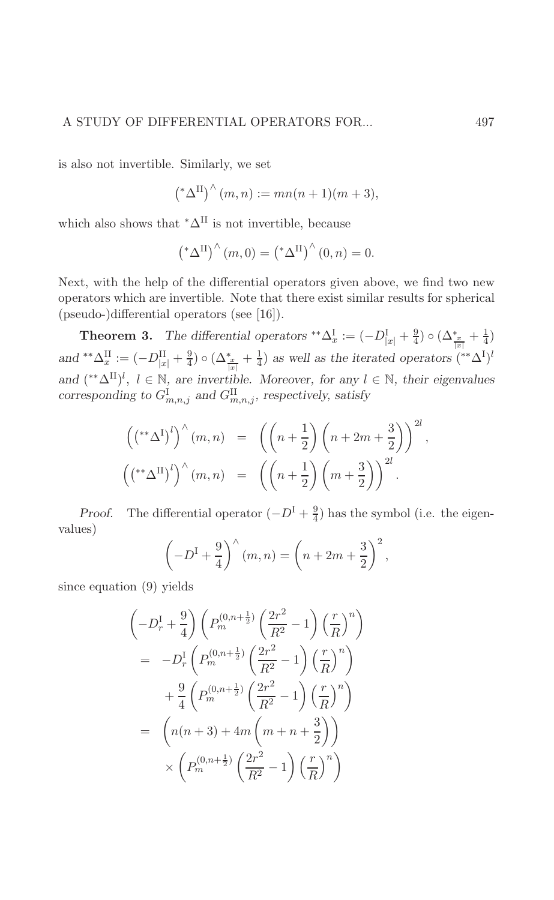is also not invertible. Similarly, we set

$$\left({}^{*}\Delta^{\mathrm{II}}\right)^{\wedge}(m,n) := mn(n+1)(m+3),$$

which also shows that ${}^{*}\Delta^{\mathrm{II}}$ is not invertible, because

$$\left({}^{*}\Delta^{\mathrm{II}}\right)^{\wedge}(m,0) = \left({}^{*}\Delta^{\mathrm{II}}\right)^{\wedge}(0,n) = 0.$$

Next, with the help of the differential operators given above, we find two new operators which are invertible. Note that there exist similar results for spherical (pseudo-)differential operators (see [16]).

**Theorem 3.** *The differential operators* ${}^{**}\Delta_x^{\mathrm{I}} := (-D^{\mathrm{I}}_{|x|} + \frac{9}{4}) \circ (\Delta^{*}_{\frac{x}{|x|}} + \frac{1}{4})$ *and* ${}^{**}\Delta_x^{\mathrm{II}} := (-D^{\mathrm{II}}_{|x|} + \frac{9}{4}) \circ (\Delta^{*}_{\frac{x}{|x|}} + \frac{1}{4})$ *as well as the iterated operators* $({}^{**}\Delta^{\mathrm{I}})^l$ *and* $({}^{**}\Delta^{\mathrm{II}})^l$*,* $l \in \mathbb{N}$*, are invertible. Moreover, for any* $l \in \mathbb{N}$*, their eigenvalues corresponding to* $G^{\mathrm{I}}_{m,n,j}$ *and* $G^{\mathrm{II}}_{m,n,j}$*, respectively, satisfy*

$$\begin{aligned}
\left(\left({}^{**}\Delta^{\mathrm{I}}\right)^l\right)^{\wedge}(m,n) &= \left(\left(n+\frac{1}{2}\right)\left(n+2m+\frac{3}{2}\right)\right)^{2l}, \\
\left(\left({}^{**}\Delta^{\mathrm{II}}\right)^l\right)^{\wedge}(m,n) &= \left(\left(n+\frac{1}{2}\right)\left(m+\frac{3}{2}\right)\right)^{2l}.
\end{aligned}$$

*Proof.* The differential operator $(-D^{\mathrm{I}} + \frac{9}{4})$ has the symbol (i.e. the eigenvalues)

$$\left(-D^{\mathrm{I}} + \frac{9}{4}\right)^{\wedge}(m,n) = \left(n+2m+\frac{3}{2}\right)^2,$$

since equation (9) yields

$$\begin{aligned}
&\left(-D^{\mathrm{I}}_r + \frac{9}{4}\right)\left(P_m^{(0,n+\frac{1}{2})}\left(\frac{2r^2}{R^2}-1\right)\left(\frac{r}{R}\right)^n\right) \\
&= -D^{\mathrm{I}}_r\left(P_m^{(0,n+\frac{1}{2})}\left(\frac{2r^2}{R^2}-1\right)\left(\frac{r}{R}\right)^n\right) \\
&\quad + \frac{9}{4}\left(P_m^{(0,n+\frac{1}{2})}\left(\frac{2r^2}{R^2}-1\right)\left(\frac{r}{R}\right)^n\right) \\
&= \left(n(n+3) + 4m\left(m+n+\frac{3}{2}\right)\right) \\
&\quad \times \left(P_m^{(0,n+\frac{1}{2})}\left(\frac{2r^2}{R^2}-1\right)\left(\frac{r}{R}\right)^n\right)
\end{aligned}$$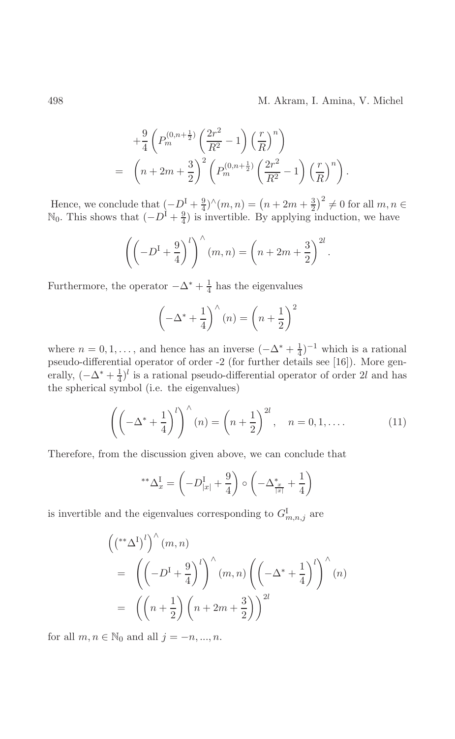$$
\begin{aligned}
&+\frac{9}{4}\left(P_m^{(0,n+\frac{1}{2})}\left(\frac{2r^2}{R^2}-1\right)\left(\frac{r}{R}\right)^n\right)\\
=\;&\left(n+2m+\frac{3}{2}\right)^2\left(P_m^{(0,n+\frac{1}{2})}\left(\frac{2r^2}{R^2}-1\right)\left(\frac{r}{R}\right)^n\right).
\end{aligned}
$$

Hence, we conclude that $(-D^{\mathrm{I}}+\frac{9}{4})^{\wedge}(m,n)=\left(n+2m+\frac{3}{2}\right)^2\neq 0$ for all $m,n\in\mathbb{N}_0$. This shows that $(-D^{\mathrm{I}}+\frac{9}{4})$ is invertible. By applying induction, we have

$$
\left(\left(-D^{\mathrm{I}}+\frac{9}{4}\right)^l\right)^{\wedge}(m,n)=\left(n+2m+\frac{3}{2}\right)^{2l}.
$$

Furthermore, the operator $-\Delta^*+\frac{1}{4}$ has the eigenvalues

$$
\left(-\Delta^*+\frac{1}{4}\right)^{\wedge}(n)=\left(n+\frac{1}{2}\right)^2
$$

where $n=0,1,\ldots$, and hence has an inverse $(-\Delta^*+\frac{1}{4})^{-1}$ which is a rational pseudo-differential operator of order -2 (for further details see [16]). More generally, $(-\Delta^*+\frac{1}{4})^l$ is a rational pseudo-differential operator of order $2l$ and has the spherical symbol (i.e. the eigenvalues)

$$
\left(\left(-\Delta^*+\frac{1}{4}\right)^l\right)^{\wedge}(n)=\left(n+\frac{1}{2}\right)^{2l},\quad n=0,1,\ldots. \tag{11}
$$

Therefore, from the discussion given above, we can conclude that

$$
{}^{**}\Delta^{\mathrm{I}}_x=\left(-D^{\mathrm{I}}_{|x|}+\frac{9}{4}\right)\circ\left(-\Delta^*_{\frac{x}{|x|}}+\frac{1}{4}\right)
$$

is invertible and the eigenvalues corresponding to $G^{\mathrm{I}}_{m,n,j}$ are

$$
\begin{aligned}
&\left(\left({}^{**}\Delta^{\mathrm{I}}\right)^l\right)^{\wedge}(m,n)\\
=\;&\left(\left(-D^{\mathrm{I}}+\frac{9}{4}\right)^l\right)^{\wedge}(m,n)\left(\left(-\Delta^*+\frac{1}{4}\right)^l\right)^{\wedge}(n)\\
=\;&\left(\left(n+\frac{1}{2}\right)\left(n+2m+\frac{3}{2}\right)\right)^{2l}
\end{aligned}
$$

for all $m,n\in\mathbb{N}_0$ and all $j=-n,...,n$.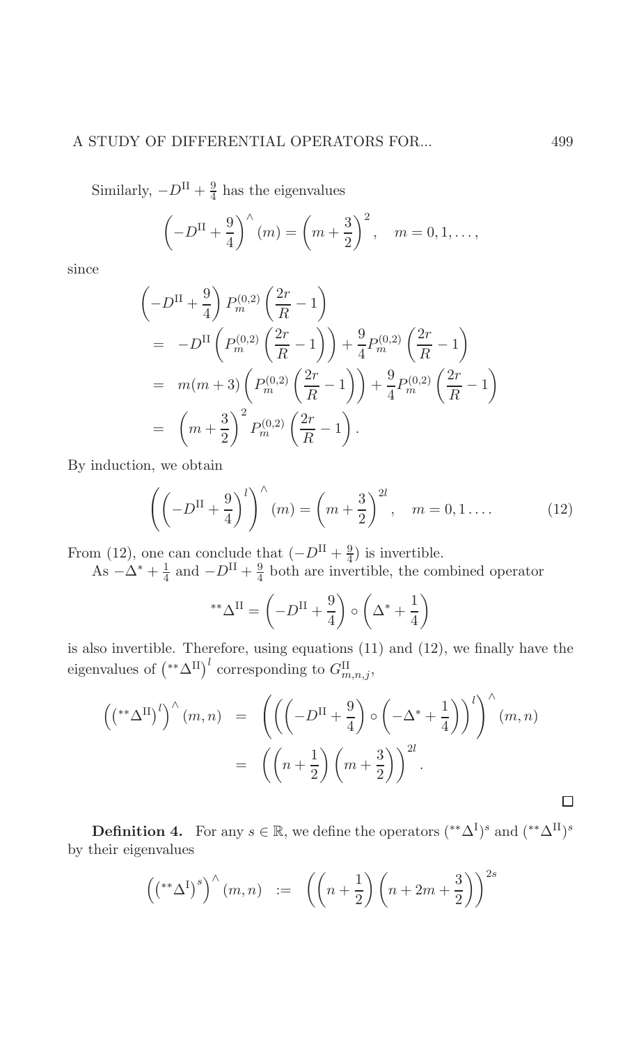Similarly, $-D^{\mathrm{II}} + \frac{9}{4}$ has the eigenvalues

$$\left(-D^{\mathrm{II}} + \frac{9}{4}\right)^{\wedge}(m) = \left(m + \frac{3}{2}\right)^2, \quad m = 0, 1, \ldots,$$

since

$$\begin{aligned}
&\left(-D^{\mathrm{II}} + \frac{9}{4}\right) P_m^{(0,2)}\left(\frac{2r}{R} - 1\right) \\
&= -D^{\mathrm{II}}\left(P_m^{(0,2)}\left(\frac{2r}{R} - 1\right)\right) + \frac{9}{4} P_m^{(0,2)}\left(\frac{2r}{R} - 1\right) \\
&= m(m+3)\left(P_m^{(0,2)}\left(\frac{2r}{R} - 1\right)\right) + \frac{9}{4} P_m^{(0,2)}\left(\frac{2r}{R} - 1\right) \\
&= \left(m + \frac{3}{2}\right)^2 P_m^{(0,2)}\left(\frac{2r}{R} - 1\right).
\end{aligned}$$

By induction, we obtain

$$\left(\left(-D^{\mathrm{II}} + \frac{9}{4}\right)^l\right)^{\wedge}(m) = \left(m + \frac{3}{2}\right)^{2l}, \quad m = 0, 1 \ldots. \tag{12}$$

From (12), one can conclude that $(-D^{\mathrm{II}} + \frac{9}{4})$ is invertible.

As $-\Delta^* + \frac{1}{4}$ and $-D^{\mathrm{II}} + \frac{9}{4}$ both are invertible, the combined operator

$$^{**}\Delta^{\mathrm{II}} = \left(-D^{\mathrm{II}} + \frac{9}{4}\right) \circ \left(\Delta^* + \frac{1}{4}\right)$$

is also invertible. Therefore, using equations (11) and (12), we finally have the eigenvalues of $\left(^{**}\Delta^{\mathrm{II}}\right)^l$ corresponding to $G^{\mathrm{II}}_{m,n,j}$,

$$\begin{aligned}
\left(\left(^{**}\Delta^{\mathrm{II}}\right)^l\right)^{\wedge}(m,n) &= \left(\left(\left(-D^{\mathrm{II}} + \frac{9}{4}\right) \circ \left(-\Delta^* + \frac{1}{4}\right)\right)^l\right)^{\wedge}(m,n) \\
&= \left(\left(n + \frac{1}{2}\right)\left(m + \frac{3}{2}\right)\right)^{2l}.
\end{aligned}$$

□

**Definition 4.** For any $s \in \mathbb{R}$, we define the operators $(^{**}\Delta^{\mathrm{I}})^s$ and $(^{**}\Delta^{\mathrm{II}})^s$ by their eigenvalues

$$\left(\left(^{**}\Delta^{\mathrm{I}}\right)^s\right)^{\wedge}(m,n) := \left(\left(n + \frac{1}{2}\right)\left(n + 2m + \frac{3}{2}\right)\right)^{2s}$$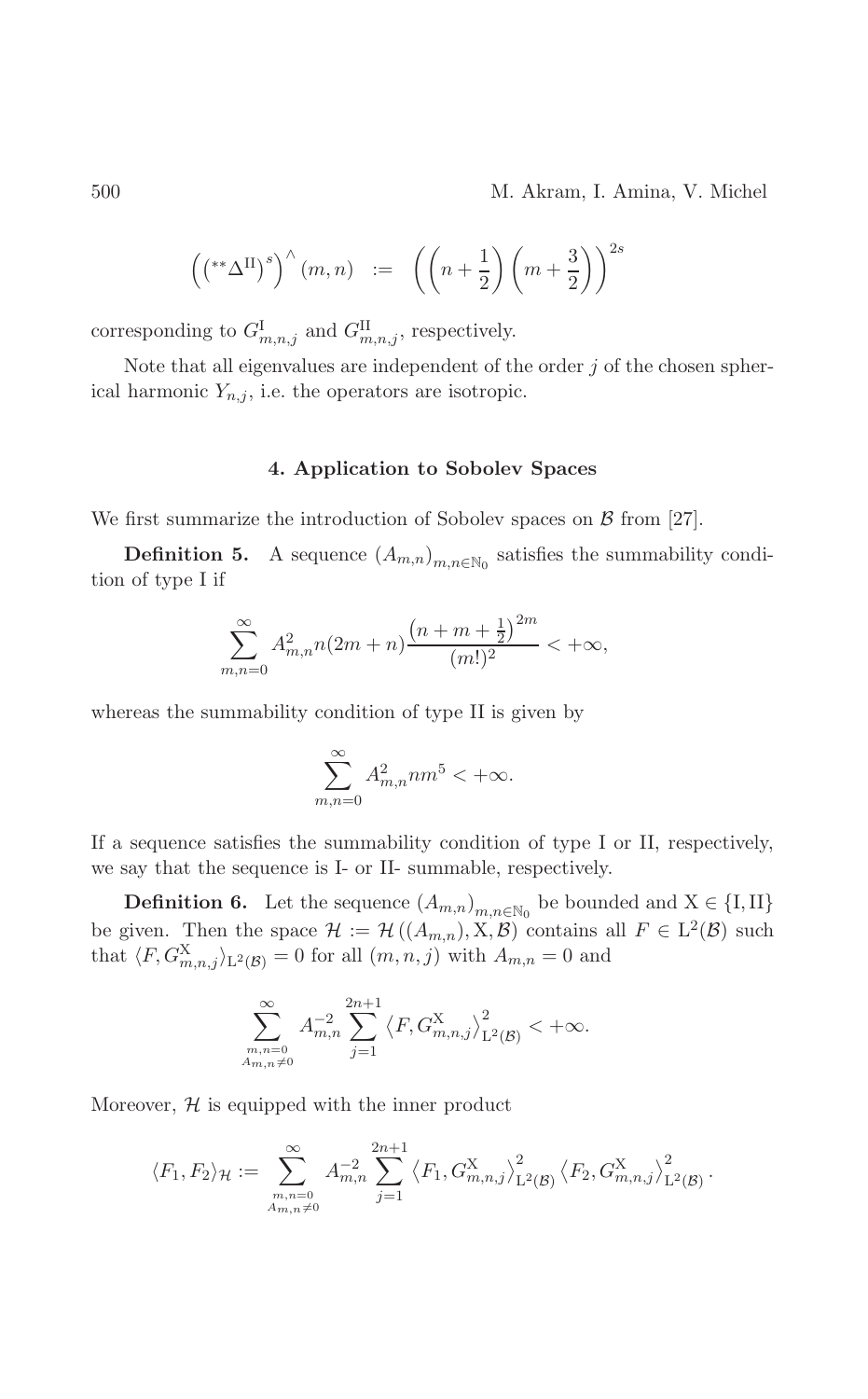$$\left(\left({}^{**}\Delta^{\mathrm{II}}\right)^s\right)^\wedge(m,n) \;:=\; \left(\left(n+\frac{1}{2}\right)\left(m+\frac{3}{2}\right)\right)^{2s}$$

corresponding to $G^{\mathrm{I}}_{m,n,j}$ and $G^{\mathrm{II}}_{m,n,j}$, respectively.

Note that all eigenvalues are independent of the order $j$ of the chosen spherical harmonic $Y_{n,j}$, i.e. the operators are isotropic.

## 4. Application to Sobolev Spaces

We first summarize the introduction of Sobolev spaces on $\mathcal{B}$ from [27].

**Definition 5.** A sequence $(A_{m,n})_{m,n\in\mathbb{N}_0}$ satisfies the summability condition of type I if

$$\sum_{m,n=0}^{\infty} A_{m,n}^2 n(2m+n)\frac{\left(n+m+\frac{1}{2}\right)^{2m}}{(m!)^2} < +\infty,$$

whereas the summability condition of type II is given by

$$\sum_{m,n=0}^{\infty} A_{m,n}^2 n m^5 < +\infty.$$

If a sequence satisfies the summability condition of type I or II, respectively, we say that the sequence is I- or II- summable, respectively.

**Definition 6.** Let the sequence $(A_{m,n})_{m,n\in\mathbb{N}_0}$ be bounded and $\mathrm{X}\in\{\mathrm{I},\mathrm{II}\}$ be given. Then the space $\mathcal{H} := \mathcal{H}\left((A_{m,n}),\mathrm{X},\mathcal{B}\right)$ contains all $F\in \mathrm{L}^2(\mathcal{B})$ such that $\langle F, G^{\mathrm{X}}_{m,n,j}\rangle_{\mathrm{L}^2(\mathcal{B})} = 0$ for all $(m,n,j)$ with $A_{m,n}=0$ and

$$\sum_{\substack{m,n=0\\ A_{m,n}\neq 0}}^{\infty} A_{m,n}^{-2}\sum_{j=1}^{2n+1}\left\langle F, G^{\mathrm{X}}_{m,n,j}\right\rangle^2_{\mathrm{L}^2(\mathcal{B})} < +\infty.$$

Moreover, $\mathcal{H}$ is equipped with the inner product

$$\langle F_1, F_2\rangle_{\mathcal{H}} := \sum_{\substack{m,n=0\\ A_{m,n}\neq 0}}^{\infty} A_{m,n}^{-2}\sum_{j=1}^{2n+1}\left\langle F_1, G^{\mathrm{X}}_{m,n,j}\right\rangle^2_{\mathrm{L}^2(\mathcal{B})}\left\langle F_2, G^{\mathrm{X}}_{m,n,j}\right\rangle^2_{\mathrm{L}^2(\mathcal{B})}.$$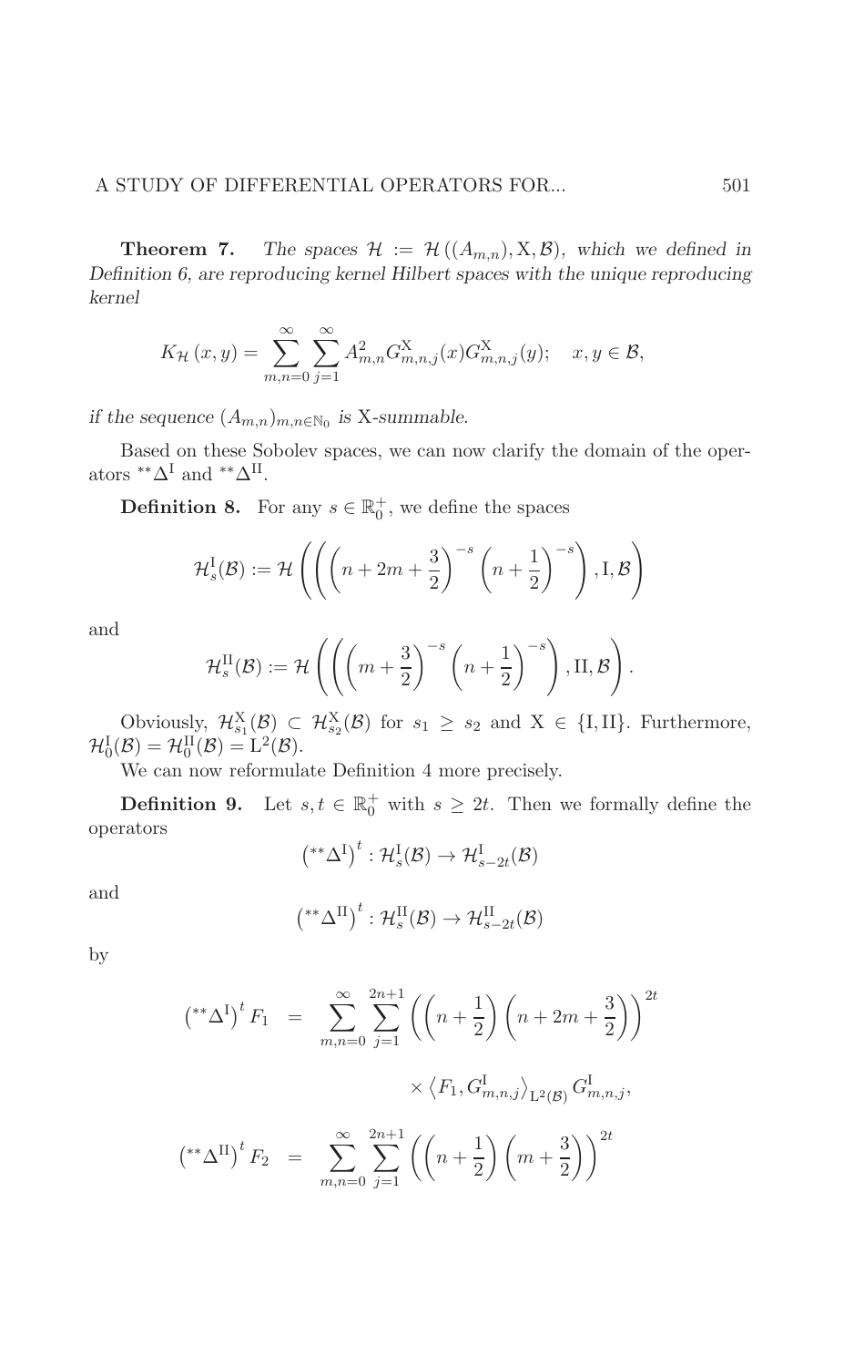**Theorem 7.** *The spaces $\mathcal{H} := \mathcal{H}\left((A_{m,n}), \mathrm{X}, \mathcal{B}\right)$, which we defined in Definition 6, are reproducing kernel Hilbert spaces with the unique reproducing kernel*

$$K_{\mathcal{H}}\left(x,y\right) = \sum_{m,n=0}^{\infty}\sum_{j=1}^{\infty} A_{m,n}^2 G_{m,n,j}^{\mathrm{X}}(x) G_{m,n,j}^{\mathrm{X}}(y); \quad x,y \in \mathcal{B},$$

*if the sequence $(A_{m,n})_{m,n\in\mathbb{N}_0}$ is X-summable.*

Based on these Sobolev spaces, we can now clarify the domain of the operators ${}^{**}\Delta^{\mathrm{I}}$ and ${}^{**}\Delta^{\mathrm{II}}$.

**Definition 8.** For any $s \in \mathbb{R}_0^+$, we define the spaces

$$\mathcal{H}_s^{\mathrm{I}}(\mathcal{B}) := \mathcal{H}\left(\left(\left(n+2m+\frac{3}{2}\right)^{-s}\left(n+\frac{1}{2}\right)^{-s}\right), \mathrm{I}, \mathcal{B}\right)$$

and

$$\mathcal{H}_s^{\mathrm{II}}(\mathcal{B}) := \mathcal{H}\left(\left(\left(m+\frac{3}{2}\right)^{-s}\left(n+\frac{1}{2}\right)^{-s}\right), \mathrm{II}, \mathcal{B}\right).$$

Obviously, $\mathcal{H}_{s_1}^{\mathrm{X}}(\mathcal{B}) \subset \mathcal{H}_{s_2}^{\mathrm{X}}(\mathcal{B})$ for $s_1 \geq s_2$ and $\mathrm{X} \in \{\mathrm{I}, \mathrm{II}\}$. Furthermore, $\mathcal{H}_0^{\mathrm{I}}(\mathcal{B}) = \mathcal{H}_0^{\mathrm{II}}(\mathcal{B}) = \mathrm{L}^2(\mathcal{B})$.

We can now reformulate Definition 4 more precisely.

**Definition 9.** Let $s, t \in \mathbb{R}_0^+$ with $s \geq 2t$. Then we formally define the operators

$$\left({}^{**}\Delta^{\mathrm{I}}\right)^t : \mathcal{H}_s^{\mathrm{I}}(\mathcal{B}) \to \mathcal{H}_{s-2t}^{\mathrm{I}}(\mathcal{B})$$

and

$$\left({}^{**}\Delta^{\mathrm{II}}\right)^t : \mathcal{H}_s^{\mathrm{II}}(\mathcal{B}) \to \mathcal{H}_{s-2t}^{\mathrm{II}}(\mathcal{B})$$

by

$$\begin{aligned}
\left({}^{**}\Delta^{\mathrm{I}}\right)^t F_1 &= \sum_{m,n=0}^{\infty}\sum_{j=1}^{2n+1}\left(\left(n+\frac{1}{2}\right)\left(n+2m+\frac{3}{2}\right)\right)^{2t} \\
&\qquad \times \left\langle F_1, G_{m,n,j}^{\mathrm{I}}\right\rangle_{\mathrm{L}^2(\mathcal{B})} G_{m,n,j}^{\mathrm{I}}, \\
\left({}^{**}\Delta^{\mathrm{II}}\right)^t F_2 &= \sum_{m,n=0}^{\infty}\sum_{j=1}^{2n+1}\left(\left(n+\frac{1}{2}\right)\left(m+\frac{3}{2}\right)\right)^{2t}
\end{aligned}$$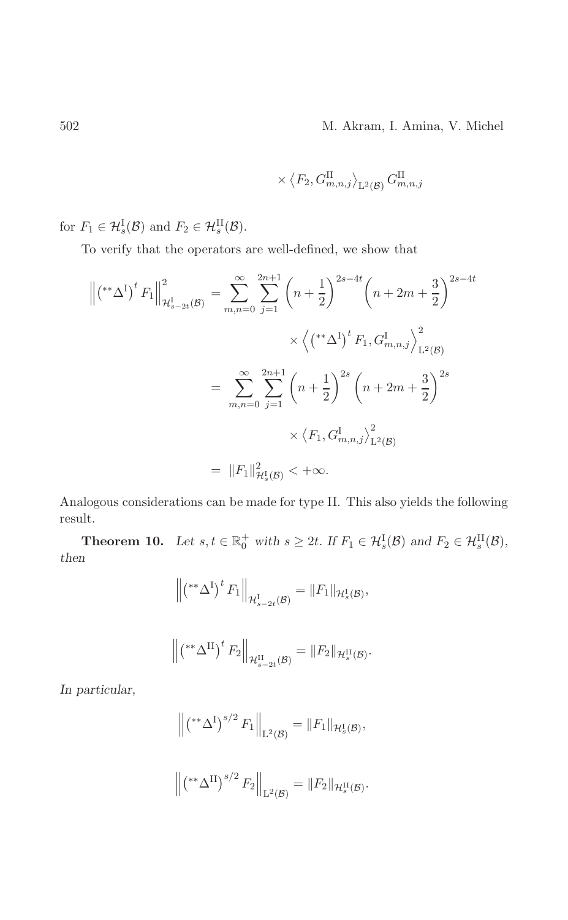$$\times \left\langle F_2, G^{\mathrm{II}}_{m,n,j} \right\rangle_{\mathrm{L}^2(\mathcal{B})} G^{\mathrm{II}}_{m,n,j}$$

for $F_1 \in \mathcal{H}^{\mathrm{I}}_s(\mathcal{B})$ and $F_2 \in \mathcal{H}^{\mathrm{II}}_s(\mathcal{B})$.

To verify that the operators are well-defined, we show that

$$\begin{aligned}
\left\| \left({}^{**}\Delta^{\mathrm{I}}\right)^t F_1 \right\|^2_{\mathcal{H}^{\mathrm{I}}_{s-2t}(\mathcal{B})} &= \sum_{m,n=0}^{\infty} \sum_{j=1}^{2n+1} \left(n + \frac{1}{2}\right)^{2s-4t} \left(n + 2m + \frac{3}{2}\right)^{2s-4t} \\
&\qquad \times \left\langle \left({}^{**}\Delta^{\mathrm{I}}\right)^t F_1, G^{\mathrm{I}}_{m,n,j} \right\rangle^2_{\mathrm{L}^2(\mathcal{B})} \\
&= \sum_{m,n=0}^{\infty} \sum_{j=1}^{2n+1} \left(n + \frac{1}{2}\right)^{2s} \left(n + 2m + \frac{3}{2}\right)^{2s} \\
&\qquad \times \left\langle F_1, G^{\mathrm{I}}_{m,n,j} \right\rangle^2_{\mathrm{L}^2(\mathcal{B})} \\
&= \|F_1\|^2_{\mathcal{H}^{\mathrm{I}}_s(\mathcal{B})} < +\infty.
\end{aligned}$$

Analogous considerations can be made for type II. This also yields the following result.

**Theorem 10.** *Let $s, t \in \mathbb{R}^+_0$ with $s \geq 2t$. If $F_1 \in \mathcal{H}^{\mathrm{I}}_s(\mathcal{B})$ and $F_2 \in \mathcal{H}^{\mathrm{II}}_s(\mathcal{B})$, then*

$$\left\| \left({}^{**}\Delta^{\mathrm{I}}\right)^t F_1 \right\|_{\mathcal{H}^{\mathrm{I}}_{s-2t}(\mathcal{B})} = \|F_1\|_{\mathcal{H}^{\mathrm{I}}_s(\mathcal{B})},$$

$$\left\| \left({}^{**}\Delta^{\mathrm{II}}\right)^t F_2 \right\|_{\mathcal{H}^{\mathrm{II}}_{s-2t}(\mathcal{B})} = \|F_2\|_{\mathcal{H}^{\mathrm{II}}_s(\mathcal{B})}.$$

*In particular,*

$$\left\| \left({}^{**}\Delta^{\mathrm{I}}\right)^{s/2} F_1 \right\|_{\mathrm{L}^2(\mathcal{B})} = \|F_1\|_{\mathcal{H}^{\mathrm{I}}_s(\mathcal{B})},$$

$$\left\| \left({}^{**}\Delta^{\mathrm{II}}\right)^{s/2} F_2 \right\|_{\mathrm{L}^2(\mathcal{B})} = \|F_2\|_{\mathcal{H}^{\mathrm{II}}_s(\mathcal{B})}.$$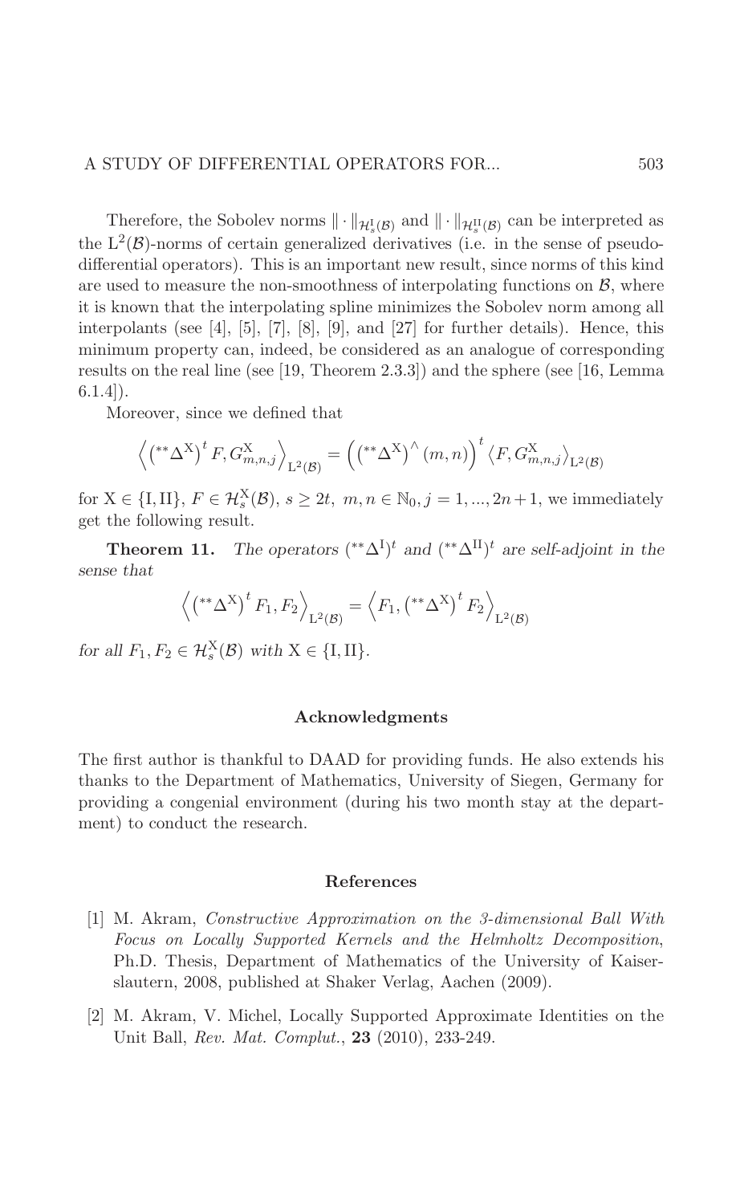Therefore, the Sobolev norms $\|\cdot\|_{\mathcal{H}_s^{\mathrm{I}}(\mathcal{B})}$ and $\|\cdot\|_{\mathcal{H}_s^{\mathrm{II}}(\mathcal{B})}$ can be interpreted as the $\mathrm{L}^2(\mathcal{B})$-norms of certain generalized derivatives (i.e. in the sense of pseudo-differential operators). This is an important new result, since norms of this kind are used to measure the non-smoothness of interpolating functions on $\mathcal{B}$, where it is known that the interpolating spline minimizes the Sobolev norm among all interpolants (see [4], [5], [7], [8], [9], and [27] for further details). Hence, this minimum property can, indeed, be considered as an analogue of corresponding results on the real line (see [19, Theorem 2.3.3]) and the sphere (see [16, Lemma 6.1.4]).

Moreover, since we defined that

$$\left\langle \left({}^{**}\Delta^{\mathrm{X}}\right)^t F, G_{m,n,j}^{\mathrm{X}} \right\rangle_{\mathrm{L}^2(\mathcal{B})} = \left( \left({}^{**}\Delta^{\mathrm{X}}\right)^{\wedge}(m,n) \right)^t \left\langle F, G_{m,n,j}^{\mathrm{X}} \right\rangle_{\mathrm{L}^2(\mathcal{B})}$$

for $\mathrm{X} \in \{\mathrm{I}, \mathrm{II}\}$, $F \in \mathcal{H}_s^{\mathrm{X}}(\mathcal{B})$, $s \geq 2t$, $m, n \in \mathbb{N}_0, j = 1, ..., 2n+1$, we immediately get the following result.

**Theorem 11.** *The operators $({}^{**}\Delta^{\mathrm{I}})^t$ and $({}^{**}\Delta^{\mathrm{II}})^t$ are self-adjoint in the sense that*

$$\left\langle \left({}^{**}\Delta^{\mathrm{X}}\right)^t F_1, F_2 \right\rangle_{\mathrm{L}^2(\mathcal{B})} = \left\langle F_1, \left({}^{**}\Delta^{\mathrm{X}}\right)^t F_2 \right\rangle_{\mathrm{L}^2(\mathcal{B})}$$

*for all $F_1, F_2 \in \mathcal{H}_s^{\mathrm{X}}(\mathcal{B})$ with $\mathrm{X} \in \{\mathrm{I}, \mathrm{II}\}$.*

## Acknowledgments

The first author is thankful to DAAD for providing funds. He also extends his thanks to the Department of Mathematics, University of Siegen, Germany for providing a congenial environment (during his two month stay at the department) to conduct the research.

## References

[1] M. Akram, *Constructive Approximation on the 3-dimensional Ball With Focus on Locally Supported Kernels and the Helmholtz Decomposition*, Ph.D. Thesis, Department of Mathematics of the University of Kaiserslautern, 2008, published at Shaker Verlag, Aachen (2009).

[2] M. Akram, V. Michel, Locally Supported Approximate Identities on the Unit Ball, *Rev. Mat. Complut.*, **23** (2010), 233-249.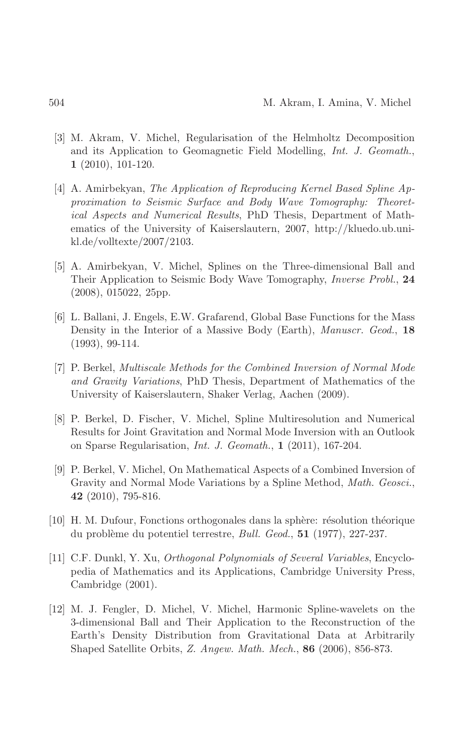[3] M. Akram, V. Michel, Regularisation of the Helmholtz Decomposition and its Application to Geomagnetic Field Modelling, *Int. J. Geomath.*, **1** (2010), 101-120.

[4] A. Amirbekyan, *The Application of Reproducing Kernel Based Spline Approximation to Seismic Surface and Body Wave Tomography: Theoretical Aspects and Numerical Results*, PhD Thesis, Department of Mathematics of the University of Kaiserslautern, 2007, http://kluedo.ub.uni-kl.de/volltexte/2007/2103.

[5] A. Amirbekyan, V. Michel, Splines on the Three-dimensional Ball and Their Application to Seismic Body Wave Tomography, *Inverse Probl.*, **24** (2008), 015022, 25pp.

[6] L. Ballani, J. Engels, E.W. Grafarend, Global Base Functions for the Mass Density in the Interior of a Massive Body (Earth), *Manuscr. Geod.*, **18** (1993), 99-114.

[7] P. Berkel, *Multiscale Methods for the Combined Inversion of Normal Mode and Gravity Variations*, PhD Thesis, Department of Mathematics of the University of Kaiserslautern, Shaker Verlag, Aachen (2009).

[8] P. Berkel, D. Fischer, V. Michel, Spline Multiresolution and Numerical Results for Joint Gravitation and Normal Mode Inversion with an Outlook on Sparse Regularisation, *Int. J. Geomath.*, **1** (2011), 167-204.

[9] P. Berkel, V. Michel, On Mathematical Aspects of a Combined Inversion of Gravity and Normal Mode Variations by a Spline Method, *Math. Geosci.*, **42** (2010), 795-816.

[10] H. M. Dufour, Fonctions orthogonales dans la sphère: résolution théorique du problème du potentiel terrestre, *Bull. Geod.*, **51** (1977), 227-237.

[11] C.F. Dunkl, Y. Xu, *Orthogonal Polynomials of Several Variables*, Encyclopedia of Mathematics and its Applications, Cambridge University Press, Cambridge (2001).

[12] M. J. Fengler, D. Michel, V. Michel, Harmonic Spline-wavelets on the 3-dimensional Ball and Their Application to the Reconstruction of the Earth's Density Distribution from Gravitational Data at Arbitrarily Shaped Satellite Orbits, *Z. Angew. Math. Mech.*, **86** (2006), 856-873.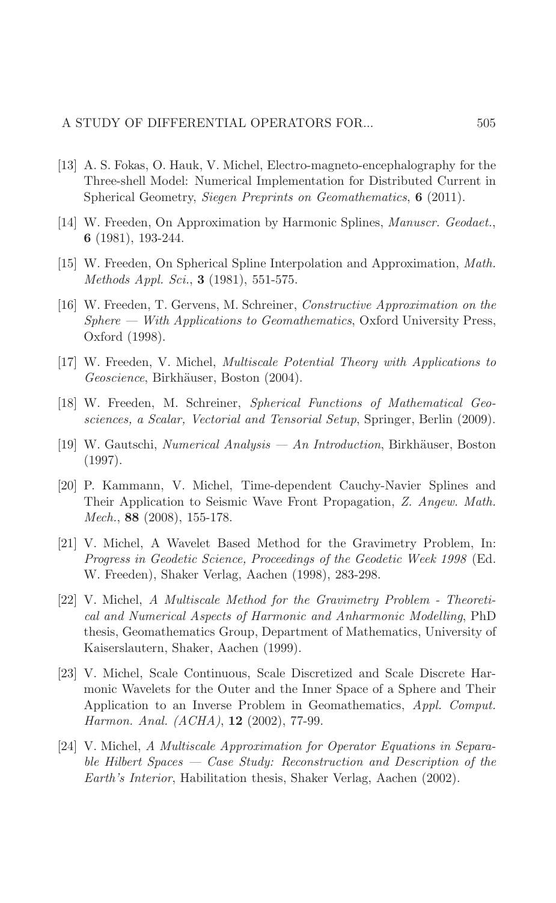[13] A. S. Fokas, O. Hauk, V. Michel, Electro-magneto-encephalography for the Three-shell Model: Numerical Implementation for Distributed Current in Spherical Geometry, *Siegen Preprints on Geomathematics*, **6** (2011).

[14] W. Freeden, On Approximation by Harmonic Splines, *Manuscr. Geodaet.*, **6** (1981), 193-244.

[15] W. Freeden, On Spherical Spline Interpolation and Approximation, *Math. Methods Appl. Sci.*, **3** (1981), 551-575.

[16] W. Freeden, T. Gervens, M. Schreiner, *Constructive Approximation on the Sphere — With Applications to Geomathematics*, Oxford University Press, Oxford (1998).

[17] W. Freeden, V. Michel, *Multiscale Potential Theory with Applications to Geoscience*, Birkhäuser, Boston (2004).

[18] W. Freeden, M. Schreiner, *Spherical Functions of Mathematical Geosciences, a Scalar, Vectorial and Tensorial Setup*, Springer, Berlin (2009).

[19] W. Gautschi, *Numerical Analysis — An Introduction*, Birkhäuser, Boston (1997).

[20] P. Kammann, V. Michel, Time-dependent Cauchy-Navier Splines and Their Application to Seismic Wave Front Propagation, *Z. Angew. Math. Mech.*, **88** (2008), 155-178.

[21] V. Michel, A Wavelet Based Method for the Gravimetry Problem, In: *Progress in Geodetic Science, Proceedings of the Geodetic Week 1998* (Ed. W. Freeden), Shaker Verlag, Aachen (1998), 283-298.

[22] V. Michel, *A Multiscale Method for the Gravimetry Problem - Theoretical and Numerical Aspects of Harmonic and Anharmonic Modelling*, PhD thesis, Geomathematics Group, Department of Mathematics, University of Kaiserslautern, Shaker, Aachen (1999).

[23] V. Michel, Scale Continuous, Scale Discretized and Scale Discrete Harmonic Wavelets for the Outer and the Inner Space of a Sphere and Their Application to an Inverse Problem in Geomathematics, *Appl. Comput. Harmon. Anal. (ACHA)*, **12** (2002), 77-99.

[24] V. Michel, *A Multiscale Approximation for Operator Equations in Separable Hilbert Spaces — Case Study: Reconstruction and Description of the Earth's Interior*, Habilitation thesis, Shaker Verlag, Aachen (2002).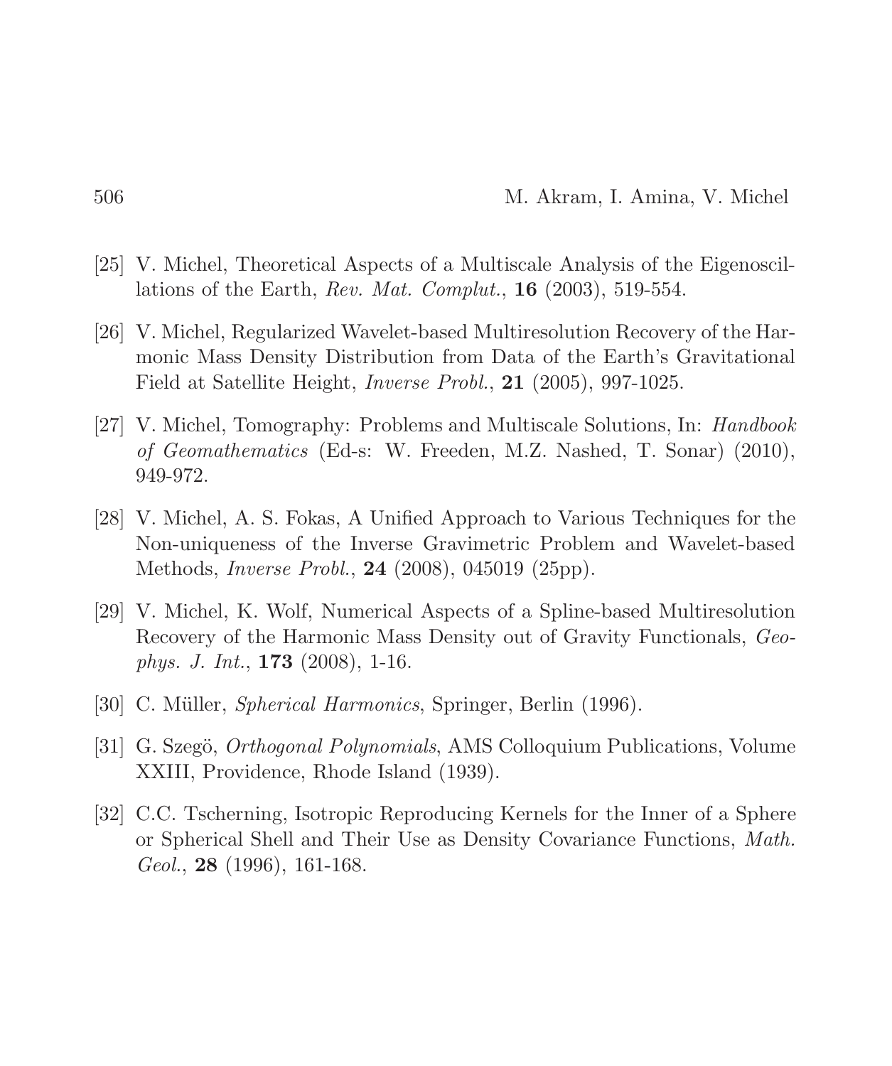[25] V. Michel, Theoretical Aspects of a Multiscale Analysis of the Eigenoscillations of the Earth, *Rev. Mat. Complut.*, **16** (2003), 519-554.

[26] V. Michel, Regularized Wavelet-based Multiresolution Recovery of the Harmonic Mass Density Distribution from Data of the Earth's Gravitational Field at Satellite Height, *Inverse Probl.*, **21** (2005), 997-1025.

[27] V. Michel, Tomography: Problems and Multiscale Solutions, In: *Handbook of Geomathematics* (Ed-s: W. Freeden, M.Z. Nashed, T. Sonar) (2010), 949-972.

[28] V. Michel, A. S. Fokas, A Unified Approach to Various Techniques for the Non-uniqueness of the Inverse Gravimetric Problem and Wavelet-based Methods, *Inverse Probl.*, **24** (2008), 045019 (25pp).

[29] V. Michel, K. Wolf, Numerical Aspects of a Spline-based Multiresolution Recovery of the Harmonic Mass Density out of Gravity Functionals, *Geophys. J. Int.*, **173** (2008), 1-16.

[30] C. Müller, *Spherical Harmonics*, Springer, Berlin (1996).

[31] G. Szegö, *Orthogonal Polynomials*, AMS Colloquium Publications, Volume XXIII, Providence, Rhode Island (1939).

[32] C.C. Tscherning, Isotropic Reproducing Kernels for the Inner of a Sphere or Spherical Shell and Their Use as Density Covariance Functions, *Math. Geol.*, **28** (1996), 161-168.